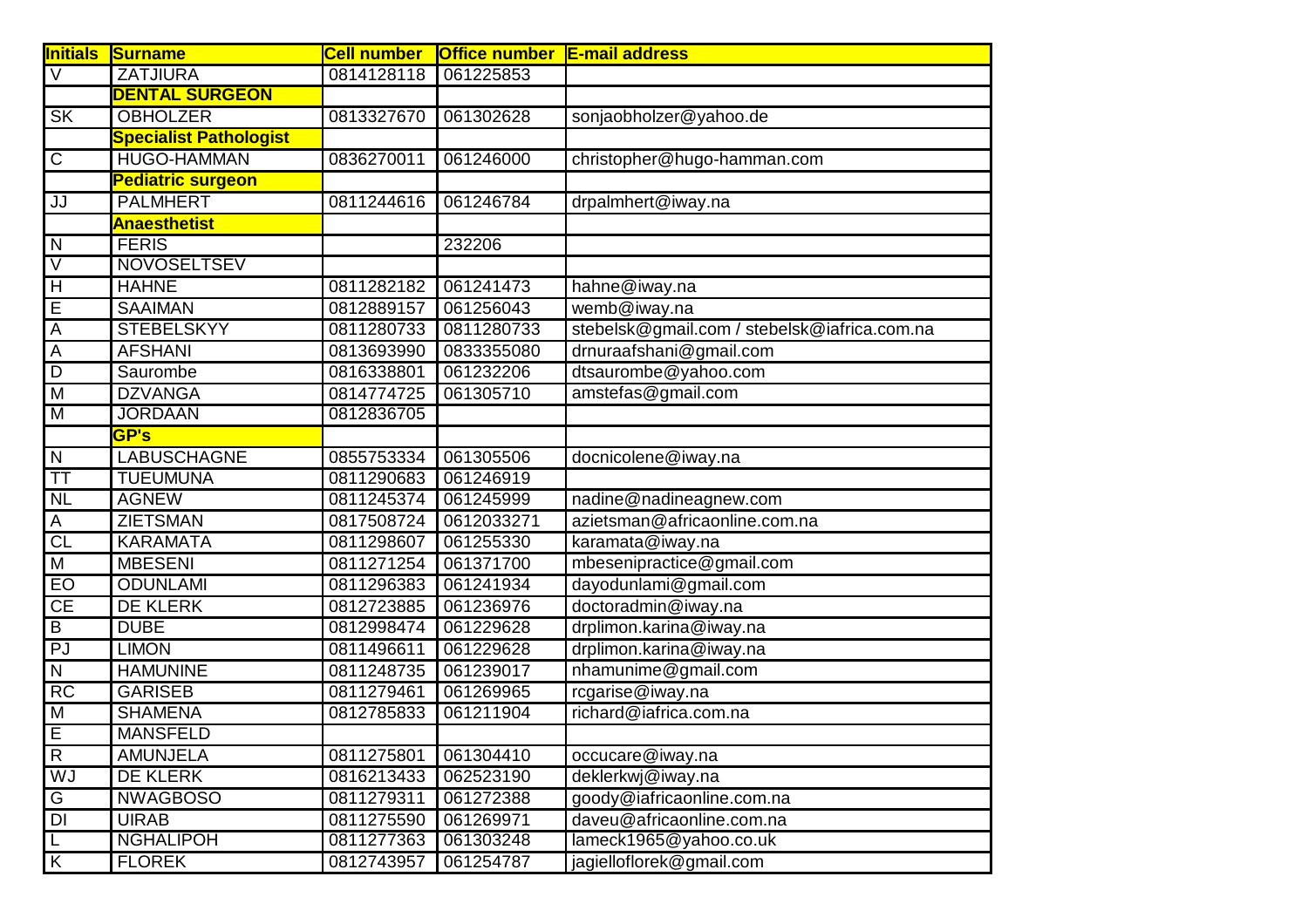| **Initials** | **Surname** | **Cell number** | **Office number** | **E-mail address** |
|---|---|---|---|---|
| V | ZATJIURA | 0814128118 | 061225853 | |
| | **DENTAL SURGEON** | | | |
| SK | OBHOLZER | 0813327670 | 061302628 | sonjaobholzer@yahoo.de |
| | **Specialist Pathologist** | | | |
| C | HUGO-HAMMAN | 0836270011 | 061246000 | christopher@hugo-hamman.com |
| | **Pediatric surgeon** | | | |
| JJ | PALMHERT | 0811244616 | 061246784 | drpalmhert@iway.na |
| | **Anaesthetist** | | | |
| N | FERIS | | 232206 | |
| V | NOVOSELTSEV | | | |
| H | HAHNE | 0811282182 | 061241473 | hahne@iway.na |
| E | SAAIMAN | 0812889157 | 061256043 | wemb@iway.na |
| A | STEBELSKYY | 0811280733 | 0811280733 | stebelsk@gmail.com / stebelsk@iafrica.com.na |
| A | AFSHANI | 0813693990 | 0833355080 | drnuraafshani@gmail.com |
| D | Saurombe | 0816338801 | 061232206 | dtsaurombe@yahoo.com |
| M | DZVANGA | 0814774725 | 061305710 | amstefas@gmail.com |
| M | JORDAAN | 0812836705 | | |
| | **GP's** | | | |
| N | LABUSCHAGNE | 0855753334 | 061305506 | docnicolene@iway.na |
| TT | TUEUMUNA | 0811290683 | 061246919 | |
| NL | AGNEW | 0811245374 | 061245999 | nadine@nadineagnew.com |
| A | ZIETSMAN | 0817508724 | 0612033271 | azietsman@africaonline.com.na |
| CL | KARAMATA | 0811298607 | 061255330 | karamata@iway.na |
| M | MBESENI | 0811271254 | 061371700 | mbesenipractice@gmail.com |
| EO | ODUNLAMI | 0811296383 | 061241934 | dayodunlami@gmail.com |
| CE | DE KLERK | 0812723885 | 061236976 | doctoradmin@iway.na |
| B | DUBE | 0812998474 | 061229628 | drplimon.karina@iway.na |
| PJ | LIMON | 0811496611 | 061229628 | drplimon.karina@iway.na |
| N | HAMUNINE | 0811248735 | 061239017 | nhamunime@gmail.com |
| RC | GARISEB | 0811279461 | 061269965 | rcgarise@iway.na |
| M | SHAMENA | 0812785833 | 061211904 | richard@iafrica.com.na |
| E | MANSFELD | | | |
| R | AMUNJELA | 0811275801 | 061304410 | occucare@iway.na |
| WJ | DE KLERK | 0816213433 | 062523190 | deklerkwj@iway.na |
| G | NWAGBOSO | 0811279311 | 061272388 | goody@iafricaonline.com.na |
| DI | UIRAB | 0811275590 | 061269971 | daveu@africaonline.com.na |
| L | NGHALIPOH | 0811277363 | 061303248 | lameck1965@yahoo.co.uk |
| K | FLOREK | 0812743957 | 061254787 | jagielloflorek@gmail.com |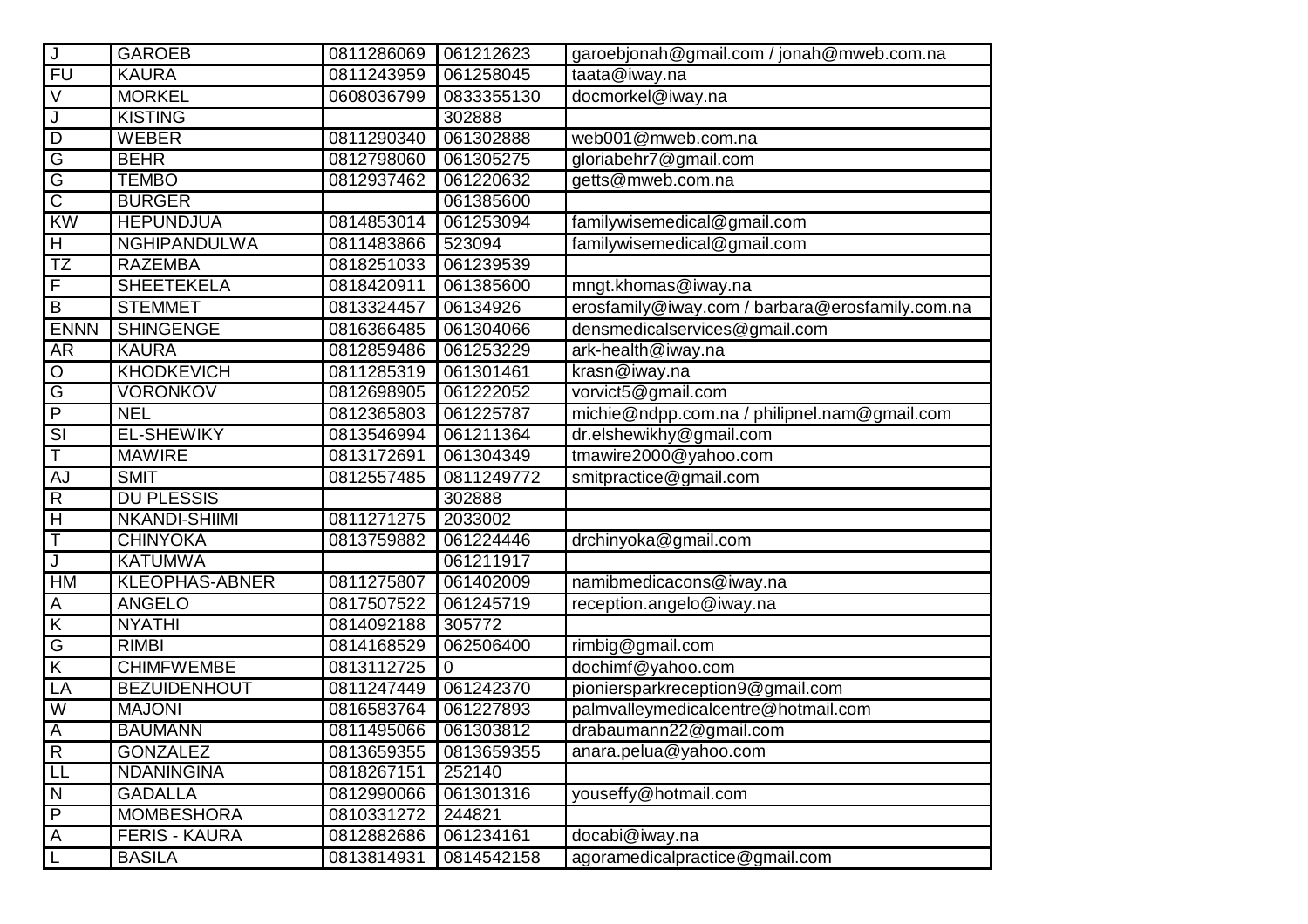| J | GAROEB | 0811286069 | 061212623 | garoebjonah@gmail.com / jonah@mweb.com.na |
|---|---|---|---|---|
| FU | KAURA | 0811243959 | 061258045 | taata@iway.na |
| V | MORKEL | 0608036799 | 0833355130 | docmorkel@iway.na |
| J | KISTING | | 302888 | |
| D | WEBER | 0811290340 | 061302888 | web001@mweb.com.na |
| G | BEHR | 0812798060 | 061305275 | gloriabehr7@gmail.com |
| G | TEMBO | 0812937462 | 061220632 | getts@mweb.com.na |
| C | BURGER | | 061385600 | |
| KW | HEPUNDJUA | 0814853014 | 061253094 | familywisemedical@gmail.com |
| H | NGHIPANDULWA | 0811483866 | 523094 | familywisemedical@gmail.com |
| TZ | RAZEMBA | 0818251033 | 061239539 | |
| F | SHEETEKELA | 0818420911 | 061385600 | mngt.khomas@iway.na |
| B | STEMMET | 0813324457 | 06134926 | erosfamily@iway.com / barbara@erosfamily.com.na |
| ENNN | SHINGENGE | 0816366485 | 061304066 | densmedicalservices@gmail.com |
| AR | KAURA | 0812859486 | 061253229 | ark-health@iway.na |
| O | KHODKEVICH | 0811285319 | 061301461 | krasn@iway.na |
| G | VORONKOV | 0812698905 | 061222052 | vorvict5@gmail.com |
| P | NEL | 0812365803 | 061225787 | michie@ndpp.com.na / philipnel.nam@gmail.com |
| SI | EL-SHEWIKY | 0813546994 | 061211364 | dr.elshewikhy@gmail.com |
| T | MAWIRE | 0813172691 | 061304349 | tmawire2000@yahoo.com |
| AJ | SMIT | 0812557485 | 0811249772 | smitpractice@gmail.com |
| R | DU PLESSIS | | 302888 | |
| H | NKANDI-SHIIMI | 0811271275 | 2033002 | |
| T | CHINYOKA | 0813759882 | 061224446 | drchinyoka@gmail.com |
| J | KATUMWA | | 061211917 | |
| HM | KLEOPHAS-ABNER | 0811275807 | 061402009 | namibmedicacons@iway.na |
| A | ANGELO | 0817507522 | 061245719 | reception.angelo@iway.na |
| K | NYATHI | 0814092188 | 305772 | |
| G | RIMBI | 0814168529 | 062506400 | rimbig@gmail.com |
| K | CHIMFWEMBE | 0813112725 | 0 | dochimf@yahoo.com |
| LA | BEZUIDENHOUT | 0811247449 | 061242370 | pioniersparkreception9@gmail.com |
| W | MAJONI | 0816583764 | 061227893 | palmvalleymedicalcentre@hotmail.com |
| A | BAUMANN | 0811495066 | 061303812 | drabaumann22@gmail.com |
| R | GONZALEZ | 0813659355 | 0813659355 | anara.pelua@yahoo.com |
| LL | NDANINGINA | 0818267151 | 252140 | |
| N | GADALLA | 0812990066 | 061301316 | youseffy@hotmail.com |
| P | MOMBESHORA | 0810331272 | 244821 | |
| A | FERIS - KAURA | 0812882686 | 061234161 | docabi@iway.na |
| L | BASILA | 0813814931 | 0814542158 | agoramedicalpractice@gmail.com |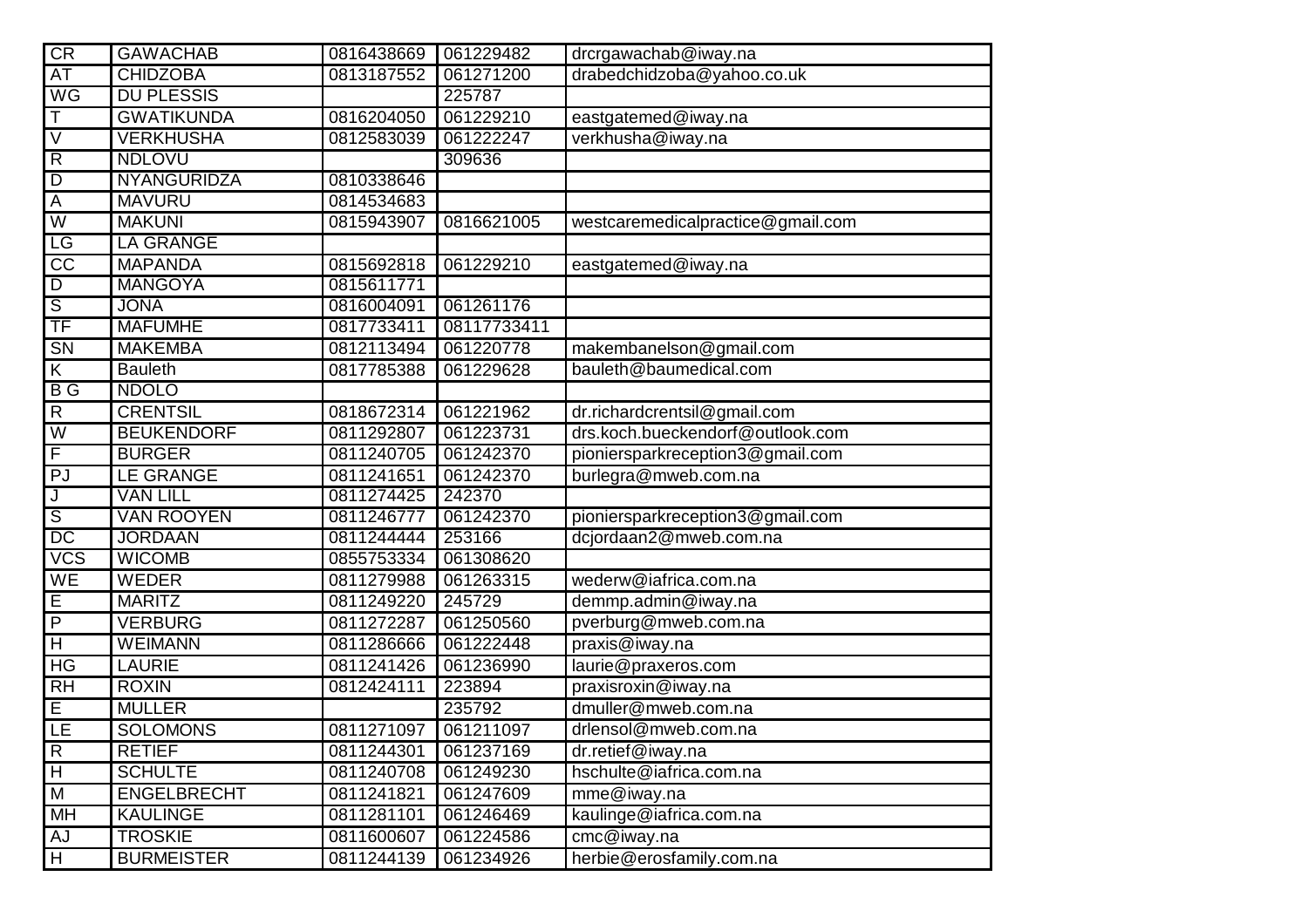| | | | | |
|---|---|---|---|---|
| CR | GAWACHAB | 0816438669 | 061229482 | drcrgawachab@iway.na |
| AT | CHIDZOBA | 0813187552 | 061271200 | drabedchidzoba@yahoo.co.uk |
| WG | DU PLESSIS | | 225787 | |
| T | GWATIKUNDA | 0816204050 | 061229210 | eastgatemed@iway.na |
| V | VERKHUSHA | 0812583039 | 061222247 | verkhusha@iway.na |
| R | NDLOVU | | 309636 | |
| D | NYANGURIDZA | 0810338646 | | |
| A | MAVURU | 0814534683 | | |
| W | MAKUNI | 0815943907 | 0816621005 | westcaremedicalpractice@gmail.com |
| LG | LA GRANGE | | | |
| CC | MAPANDA | 0815692818 | 061229210 | eastgatemed@iway.na |
| D | MANGOYA | 0815611771 | | |
| S | JONA | 0816004091 | 061261176 | |
| TF | MAFUMHE | 0817733411 | 08117733411 | |
| SN | MAKEMBA | 0812113494 | 061220778 | makembanelson@gmail.com |
| K | Bauleth | 0817785388 | 061229628 | bauleth@baumedical.com |
| B G | NDOLO | | | |
| R | CRENTSIL | 0818672314 | 061221962 | dr.richardcrentsil@gmail.com |
| W | BEUKENDORF | 0811292807 | 061223731 | drs.koch.bueckendorf@outlook.com |
| F | BURGER | 0811240705 | 061242370 | pioniersparkreception3@gmail.com |
| PJ | LE GRANGE | 0811241651 | 061242370 | burlegra@mweb.com.na |
| J | VAN LILL | 0811274425 | 242370 | |
| S | VAN ROOYEN | 0811246777 | 061242370 | pioniersparkreception3@gmail.com |
| DC | JORDAAN | 0811244444 | 253166 | dcjordaan2@mweb.com.na |
| VCS | WICOMB | 0855753334 | 061308620 | |
| WE | WEDER | 0811279988 | 061263315 | wederw@iafrica.com.na |
| E | MARITZ | 0811249220 | 245729 | demmp.admin@iway.na |
| P | VERBURG | 0811272287 | 061250560 | pverburg@mweb.com.na |
| H | WEIMANN | 0811286666 | 061222448 | praxis@iway.na |
| HG | LAURIE | 0811241426 | 061236990 | laurie@praxeros.com |
| RH | ROXIN | 0812424111 | 223894 | praxisroxin@iway.na |
| E | MULLER | | 235792 | dmuller@mweb.com.na |
| LE | SOLOMONS | 0811271097 | 061211097 | drlensol@mweb.com.na |
| R | RETIEF | 0811244301 | 061237169 | dr.retief@iway.na |
| H | SCHULTE | 0811240708 | 061249230 | hschulte@iafrica.com.na |
| M | ENGELBRECHT | 0811241821 | 061247609 | mme@iway.na |
| MH | KAULINGE | 0811281101 | 061246469 | kaulinge@iafrica.com.na |
| AJ | TROSKIE | 0811600607 | 061224586 | cmc@iway.na |
| H | BURMEISTER | 0811244139 | 061234926 | herbie@erosfamily.com.na |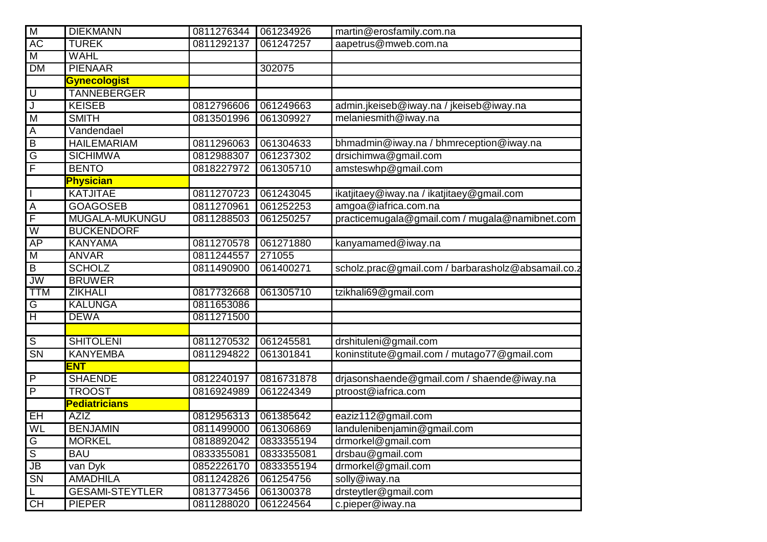| | | | | |
|---|---|---|---|---|
| M | DIEKMANN | 0811276344 | 061234926 | martin@erosfamily.com.na |
| AC | TUREK | 0811292137 | 061247257 | aapetrus@mweb.com.na |
| M | WAHL | | | |
| DM | PIENAAR | | 302075 | |
| | **Gynecologist** | | | |
| U | TANNEBERGER | | | |
| J | KEISEB | 0812796606 | 061249663 | admin.jkeiseb@iway.na / jkeiseb@iway.na |
| M | SMITH | 0813501996 | 061309927 | melaniesmith@iway.na |
| A | Vandendael | | | |
| B | HAILEMARIAM | 0811296063 | 061304633 | bhmadmin@iway.na / bhmreception@iway.na |
| G | SICHIMWA | 0812988307 | 061237302 | drsichimwa@gmail.com |
| F | BENTO | 0818227972 | 061305710 | amsteswhp@gmail.com |
| | **Physician** | | | |
| I | KATJITAE | 0811270723 | 061243045 | ikatjitaey@iway.na / ikatjitaey@gmail.com |
| A | GOAGOSEB | 0811270961 | 061252253 | amgoa@iafrica.com.na |
| F | MUGALA-MUKUNGU | 0811288503 | 061250257 | practicemugala@gmail.com / mugala@namibnet.com |
| W | BUCKENDORF | | | |
| AP | KANYAMA | 0811270578 | 061271880 | kanyamamed@iway.na |
| M | ANVAR | 0811244557 | 271055 | |
| B | SCHOLZ | 0811490900 | 061400271 | scholz.prac@gmail.com / barbarasholz@absamail.co.z |
| JW | BRUWER | | | |
| TTM | ZIKHALI | 0817732668 | 061305710 | tzikhali69@gmail.com |
| G | KALUNGA | 0811653086 | | |
| H | DEWA | 0811271500 | | |
| | | | | |
| S | SHITOLENI | 0811270532 | 061245581 | drshituleni@gmail.com |
| SN | KANYEMBA | 0811294822 | 061301841 | koninstitute@gmail.com / mutago77@gmail.com |
| | **ENT** | | | |
| P | SHAENDE | 0812240197 | 0816731878 | drjasonshaende@gmail.com / shaende@iway.na |
| P | TROOST | 0816924989 | 061224349 | ptroost@iafrica.com |
| | **Pediatricians** | | | |
| EH | AZIZ | 0812956313 | 061385642 | eaziz112@gmail.com |
| WL | BENJAMIN | 0811499000 | 061306869 | landulenibenjamin@gmail.com |
| G | MORKEL | 0818892042 | 0833355194 | drmorkel@gmail.com |
| S | BAU | 0833355081 | 0833355081 | drsbau@gmail.com |
| JB | van Dyk | 0852226170 | 0833355194 | drmorkel@gmail.com |
| SN | AMADHILA | 0811242826 | 061254756 | solly@iway.na |
| L | GESAMI-STEYTLER | 0813773456 | 061300378 | drsteytler@gmail.com |
| CH | PIEPER | 0811288020 | 061224564 | c.pieper@iway.na |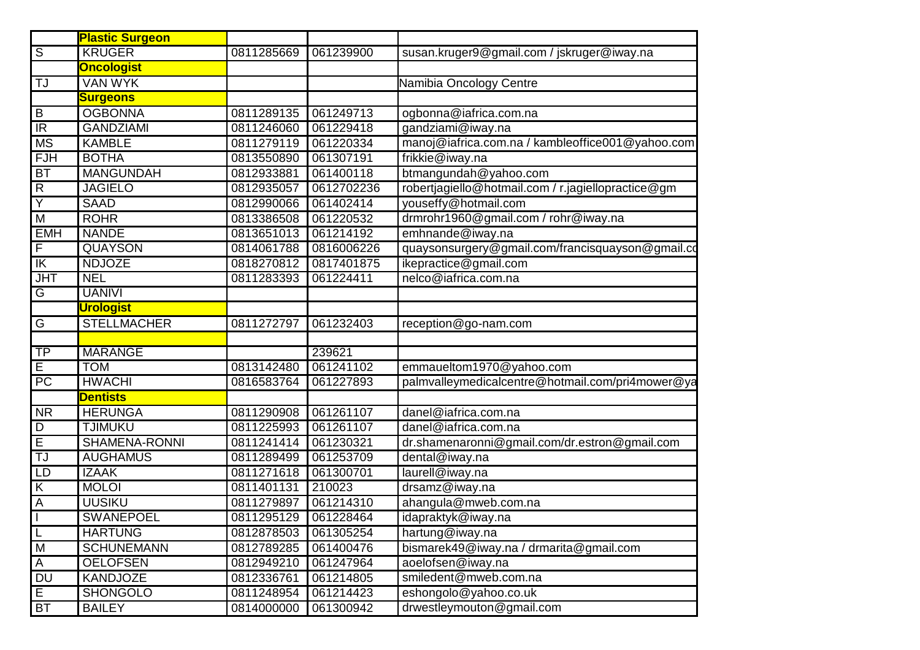| | **Plastic Surgeon** | | | |
|---|---|---|---|---|
| S | KRUGER | 0811285669 | 061239900 | susan.kruger9@gmail.com / jskruger@iway.na |
| | **Oncologist** | | | |
| TJ | VAN WYK | | | Namibia Oncology Centre |
| | **Surgeons** | | | |
| B | OGBONNA | 0811289135 | 061249713 | ogbonna@iafrica.com.na |
| IR | GANDZIAMI | 0811246060 | 061229418 | gandziami@iway.na |
| MS | KAMBLE | 0811279119 | 061220334 | manoj@iafrica.com.na / kambleoffice001@yahoo.com |
| FJH | BOTHA | 0813550890 | 061307191 | frikkie@iway.na |
| BT | MANGUNDAH | 0812933881 | 061400118 | btmangundah@yahoo.com |
| R | JAGIELO | 0812935057 | 0612702236 | robertjagiello@hotmail.com / r.jagiellopractice@gm |
| Y | SAAD | 0812990066 | 061402414 | youseffy@hotmail.com |
| M | ROHR | 0813386508 | 061220532 | drmrohr1960@gmail.com / rohr@iway.na |
| EMH | NANDE | 0813651013 | 061214192 | emhnande@iway.na |
| F | QUAYSON | 0814061788 | 0816006226 | quaysonsurgery@gmail.com/francisquayson@gmail.co |
| IK | NDJOZE | 0818270812 | 0817401875 | ikepractice@gmail.com |
| JHT | NEL | 0811283393 | 061224411 | nelco@iafrica.com.na |
| G | UANIVI | | | |
| | **Urologist** | | | |
| G | STELLMACHER | 0811272797 | 061232403 | reception@go-nam.com |
| | | | | |
| TP | MARANGE | | 239621 | |
| E | TOM | 0813142480 | 061241102 | emmaueltom1970@yahoo.com |
| PC | HWACHI | 0816583764 | 061227893 | palmvalleymedicalcentre@hotmail.com/pri4mower@ya |
| | **Dentists** | | | |
| NR | HERUNGA | 0811290908 | 061261107 | danel@iafrica.com.na |
| D | TJIMUKU | 0811225993 | 061261107 | danel@iafrica.com.na |
| E | SHAMENA-RONNI | 0811241414 | 061230321 | dr.shamenaronni@gmail.com/dr.estron@gmail.com |
| TJ | AUGHAMUS | 0811289499 | 061253709 | dental@iway.na |
| LD | IZAAK | 0811271618 | 061300701 | laurell@iway.na |
| K | MOLOI | 0811401131 | 210023 | drsamz@iway.na |
| A | UUSIKU | 0811279897 | 061214310 | ahangula@mweb.com.na |
| I | SWANEPOEL | 0811295129 | 061228464 | idapraktyk@iway.na |
| L | HARTUNG | 0812878503 | 061305254 | hartung@iway.na |
| M | SCHUNEMANN | 0812789285 | 061400476 | bismarek49@iway.na / drmarita@gmail.com |
| A | OELOFSEN | 0812949210 | 061247964 | aoelofsen@iway.na |
| DU | KANDJOZE | 0812336761 | 061214805 | smiledent@mweb.com.na |
| E | SHONGOLO | 0811248954 | 061214423 | eshongolo@yahoo.co.uk |
| BT | BAILEY | 0814000000 | 061300942 | drwestleymouton@gmail.com |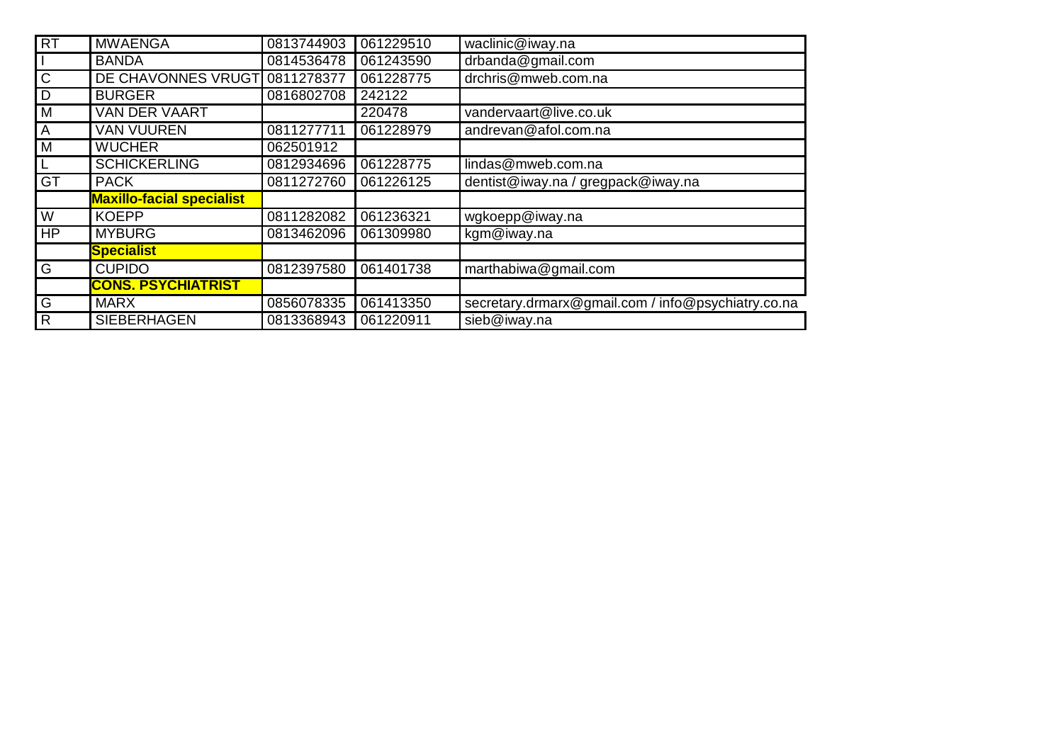| | | | | |
|---|---|---|---|---|
| RT | MWAENGA | 0813744903 | 061229510 | waclinic@iway.na |
| I | BANDA | 0814536478 | 061243590 | drbanda@gmail.com |
| C | DE CHAVONNES VRUGT | 0811278377 | 061228775 | drchris@mweb.com.na |
| D | BURGER | 0816802708 | 242122 | |
| M | VAN DER VAART | | 220478 | vandervaart@live.co.uk |
| A | VAN VUUREN | 0811277711 | 061228979 | andrevan@afol.com.na |
| M | WUCHER | 062501912 | | |
| L | SCHICKERLING | 0812934696 | 061228775 | lindas@mweb.com.na |
| GT | PACK | 0811272760 | 061226125 | dentist@iway.na / gregpack@iway.na |
| | **Maxillo-facial specialist** | | | |
| W | KOEPP | 0811282082 | 061236321 | wgkoepp@iway.na |
| HP | MYBURG | 0813462096 | 061309980 | kgm@iway.na |
| | **Specialist** | | | |
| G | CUPIDO | 0812397580 | 061401738 | marthabiwa@gmail.com |
| | **CONS. PSYCHIATRIST** | | | |
| G | MARX | 0856078335 | 061413350 | secretary.drmarx@gmail.com / info@psychiatry.co.na |
| R | SIEBERHAGEN | 0813368943 | 061220911 | sieb@iway.na |